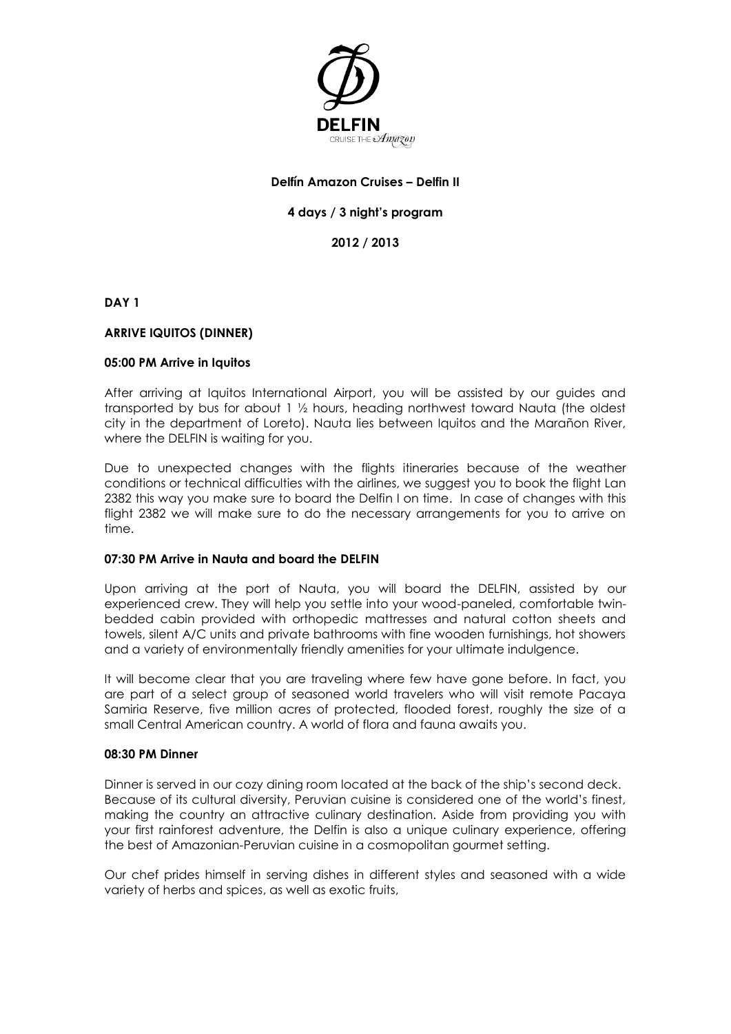DELFIN

CRUISE THE Amazon

**Delfín Amazon Cruises – Delfin II**

**4 days / 3 night's program**

**2012 / 2013**

**DAY 1**

**ARRIVE IQUITOS (DINNER)**

**05:00 PM Arrive in Iquitos**

After arriving at Iquitos International Airport, you will be assisted by our guides and transported by bus for about 1 ½ hours, heading northwest toward Nauta (the oldest city in the department of Loreto). Nauta lies between Iquitos and the Marañon River, where the DELFIN is waiting for you.

Due to unexpected changes with the flights itineraries because of the weather conditions or technical difficulties with the airlines, we suggest you to book the flight Lan 2382 this way you make sure to board the Delfin I on time. In case of changes with this flight 2382 we will make sure to do the necessary arrangements for you to arrive on time.

**07:30 PM Arrive in Nauta and board the DELFIN**

Upon arriving at the port of Nauta, you will board the DELFIN, assisted by our experienced crew. They will help you settle into your wood-paneled, comfortable twin-bedded cabin provided with orthopedic mattresses and natural cotton sheets and towels, silent A/C units and private bathrooms with fine wooden furnishings, hot showers and a variety of environmentally friendly amenities for your ultimate indulgence.

It will become clear that you are traveling where few have gone before. In fact, you are part of a select group of seasoned world travelers who will visit remote Pacaya Samiria Reserve, five million acres of protected, flooded forest, roughly the size of a small Central American country. A world of flora and fauna awaits you.

**08:30 PM Dinner**

Dinner is served in our cozy dining room located at the back of the ship's second deck. Because of its cultural diversity, Peruvian cuisine is considered one of the world's finest, making the country an attractive culinary destination. Aside from providing you with your first rainforest adventure, the Delfin is also a unique culinary experience, offering the best of Amazonian-Peruvian cuisine in a cosmopolitan gourmet setting.

Our chef prides himself in serving dishes in different styles and seasoned with a wide variety of herbs and spices, as well as exotic fruits,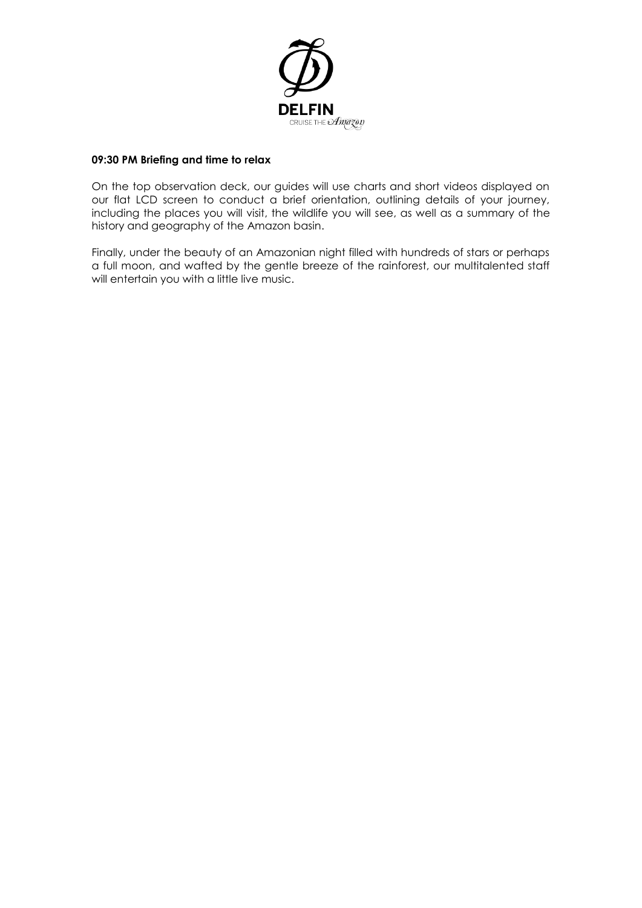**09:30 PM Briefing and time to relax**

On the top observation deck, our guides will use charts and short videos displayed on our flat LCD screen to conduct a brief orientation, outlining details of your journey, including the places you will visit, the wildlife you will see, as well as a summary of the history and geography of the Amazon basin.

Finally, under the beauty of an Amazonian night filled with hundreds of stars or perhaps a full moon, and wafted by the gentle breeze of the rainforest, our multitalented staff will entertain you with a little live music.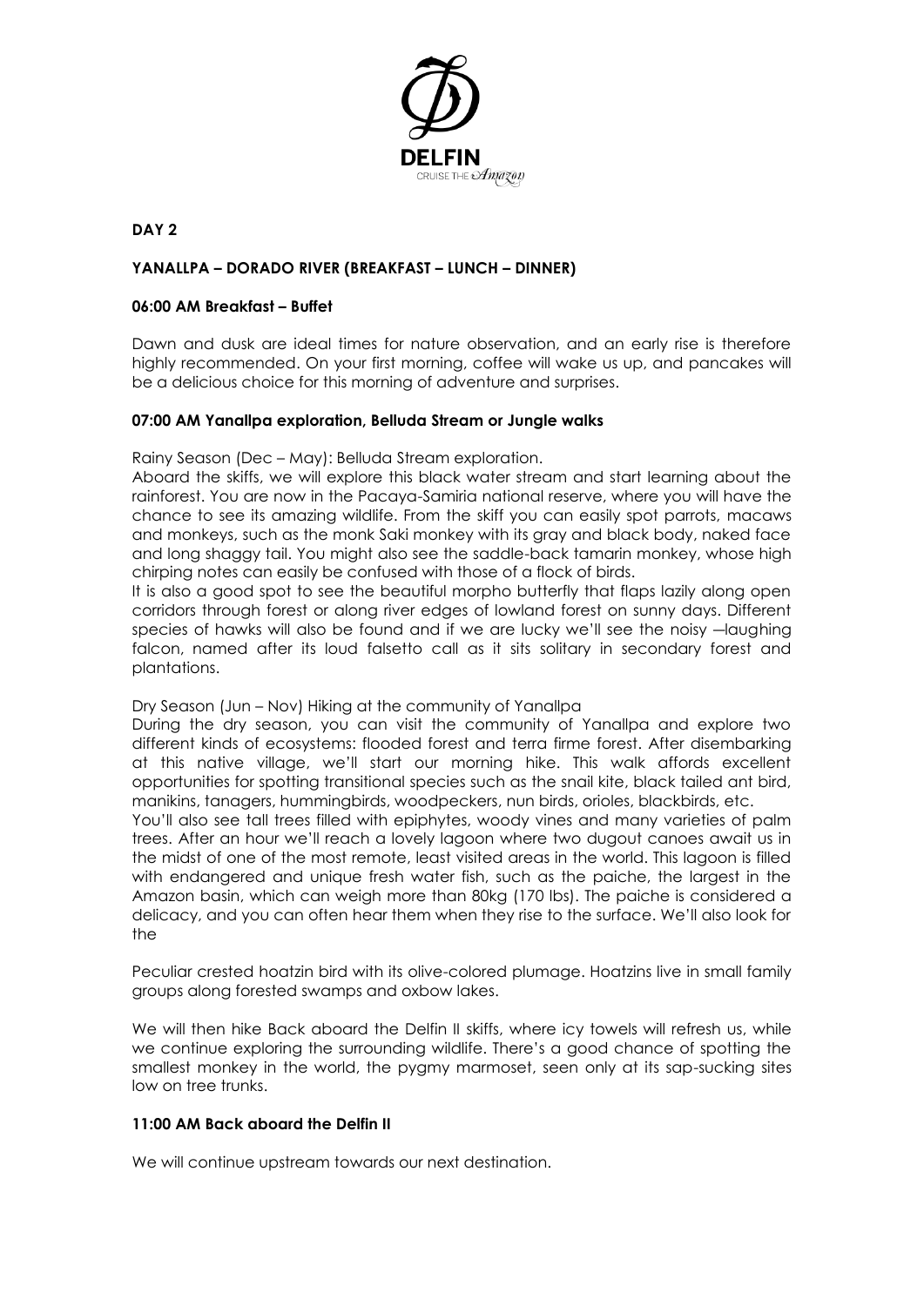**DAY 2**

**YANALLPA – DORADO RIVER (BREAKFAST – LUNCH – DINNER)**

**06:00 AM Breakfast – Buffet**

Dawn and dusk are ideal times for nature observation, and an early rise is therefore highly recommended. On your first morning, coffee will wake us up, and pancakes will be a delicious choice for this morning of adventure and surprises.

**07:00 AM Yanallpa exploration, Belluda Stream or Jungle walks**

Rainy Season (Dec – May): Belluda Stream exploration.

Aboard the skiffs, we will explore this black water stream and start learning about the rainforest. You are now in the Pacaya-Samiria national reserve, where you will have the chance to see its amazing wildlife. From the skiff you can easily spot parrots, macaws and monkeys, such as the monk Saki monkey with its gray and black body, naked face and long shaggy tail. You might also see the saddle-back tamarin monkey, whose high chirping notes can easily be confused with those of a flock of birds.

It is also a good spot to see the beautiful morpho butterfly that flaps lazily along open corridors through forest or along river edges of lowland forest on sunny days. Different species of hawks will also be found and if we are lucky we'll see the noisy —laughing falcon, named after its loud falsetto call as it sits solitary in secondary forest and plantations.

Dry Season (Jun – Nov) Hiking at the community of Yanallpa

During the dry season, you can visit the community of Yanallpa and explore two different kinds of ecosystems: flooded forest and terra firme forest. After disembarking at this native village, we'll start our morning hike. This walk affords excellent opportunities for spotting transitional species such as the snail kite, black tailed ant bird, manikins, tanagers, hummingbirds, woodpeckers, nun birds, orioles, blackbirds, etc.

You'll also see tall trees filled with epiphytes, woody vines and many varieties of palm trees. After an hour we'll reach a lovely lagoon where two dugout canoes await us in the midst of one of the most remote, least visited areas in the world. This lagoon is filled with endangered and unique fresh water fish, such as the paiche, the largest in the Amazon basin, which can weigh more than 80kg (170 lbs). The paiche is considered a delicacy, and you can often hear them when they rise to the surface. We'll also look for the

Peculiar crested hoatzin bird with its olive-colored plumage. Hoatzins live in small family groups along forested swamps and oxbow lakes.

We will then hike Back aboard the Delfin II skiffs, where icy towels will refresh us, while we continue exploring the surrounding wildlife. There's a good chance of spotting the smallest monkey in the world, the pygmy marmoset, seen only at its sap-sucking sites low on tree trunks.

**11:00 AM Back aboard the Delfin II**

We will continue upstream towards our next destination.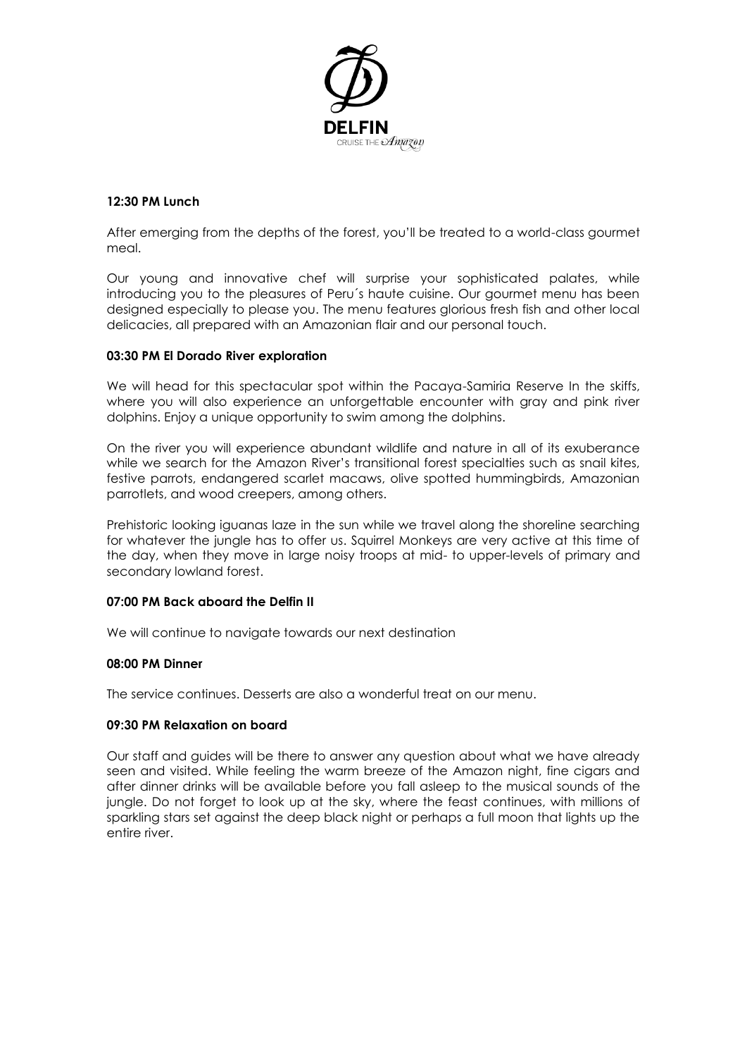**12:30 PM Lunch**

After emerging from the depths of the forest, you'll be treated to a world-class gourmet meal.

Our young and innovative chef will surprise your sophisticated palates, while introducing you to the pleasures of Peru´s haute cuisine. Our gourmet menu has been designed especially to please you. The menu features glorious fresh fish and other local delicacies, all prepared with an Amazonian flair and our personal touch.

**03:30 PM El Dorado River exploration**

We will head for this spectacular spot within the Pacaya-Samiria Reserve In the skiffs, where you will also experience an unforgettable encounter with gray and pink river dolphins. Enjoy a unique opportunity to swim among the dolphins.

On the river you will experience abundant wildlife and nature in all of its exuberance while we search for the Amazon River's transitional forest specialties such as snail kites, festive parrots, endangered scarlet macaws, olive spotted hummingbirds, Amazonian parrotlets, and wood creepers, among others.

Prehistoric looking iguanas laze in the sun while we travel along the shoreline searching for whatever the jungle has to offer us. Squirrel Monkeys are very active at this time of the day, when they move in large noisy troops at mid- to upper-levels of primary and secondary lowland forest.

**07:00 PM Back aboard the Delfin II**

We will continue to navigate towards our next destination

**08:00 PM Dinner**

The service continues. Desserts are also a wonderful treat on our menu.

**09:30 PM Relaxation on board**

Our staff and guides will be there to answer any question about what we have already seen and visited. While feeling the warm breeze of the Amazon night, fine cigars and after dinner drinks will be available before you fall asleep to the musical sounds of the jungle. Do not forget to look up at the sky, where the feast continues, with millions of sparkling stars set against the deep black night or perhaps a full moon that lights up the entire river.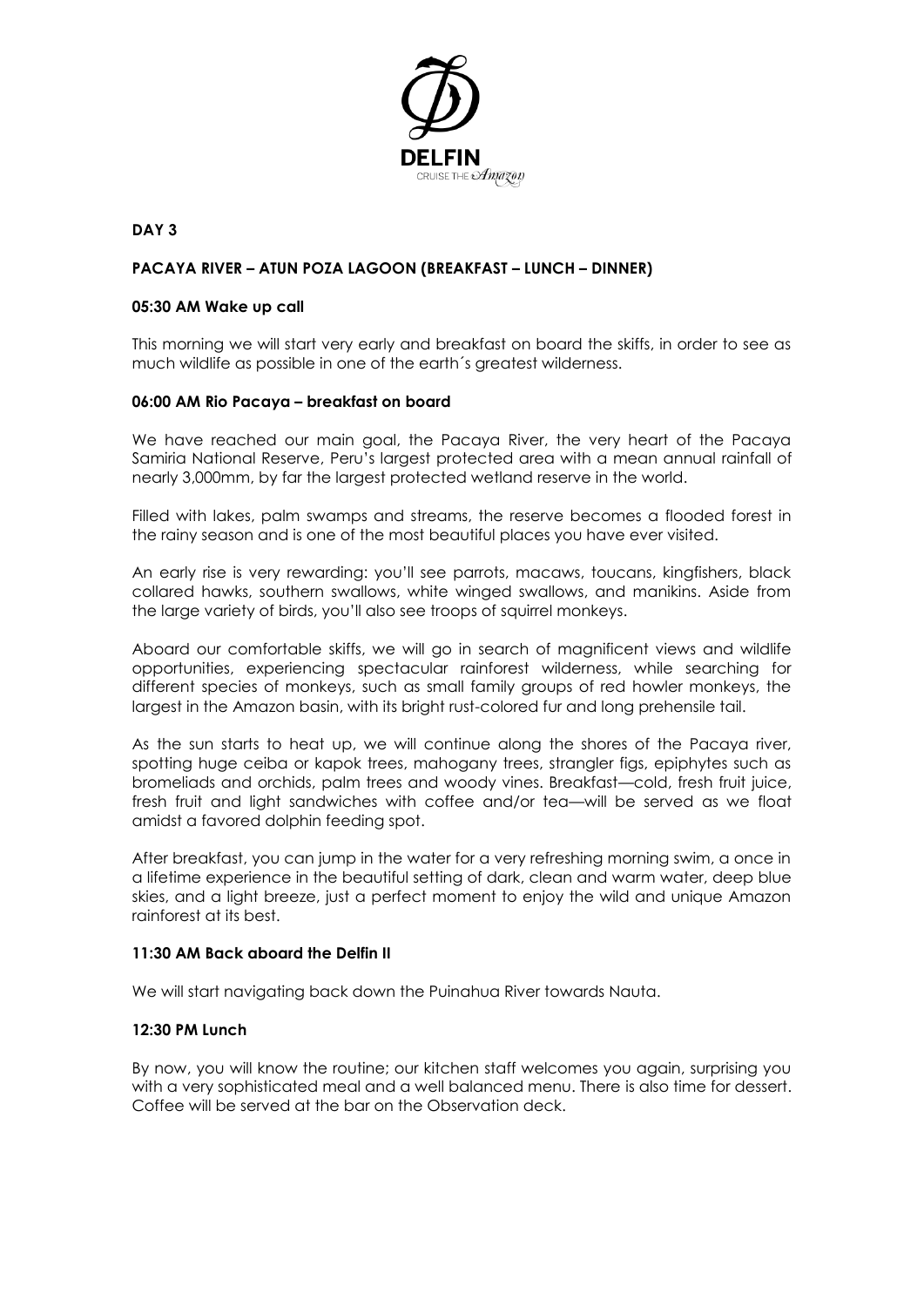## DAY 3

### PACAYA RIVER – ATUN POZA LAGOON (BREAKFAST – LUNCH – DINNER)

**05:30 AM Wake up call**

This morning we will start very early and breakfast on board the skiffs, in order to see as much wildlife as possible in one of the earth´s greatest wilderness.

**06:00 AM Rio Pacaya – breakfast on board**

We have reached our main goal, the Pacaya River, the very heart of the Pacaya Samiria National Reserve, Peru's largest protected area with a mean annual rainfall of nearly 3,000mm, by far the largest protected wetland reserve in the world.

Filled with lakes, palm swamps and streams, the reserve becomes a flooded forest in the rainy season and is one of the most beautiful places you have ever visited.

An early rise is very rewarding: you'll see parrots, macaws, toucans, kingfishers, black collared hawks, southern swallows, white winged swallows, and manikins. Aside from the large variety of birds, you'll also see troops of squirrel monkeys.

Aboard our comfortable skiffs, we will go in search of magnificent views and wildlife opportunities, experiencing spectacular rainforest wilderness, while searching for different species of monkeys, such as small family groups of red howler monkeys, the largest in the Amazon basin, with its bright rust-colored fur and long prehensile tail.

As the sun starts to heat up, we will continue along the shores of the Pacaya river, spotting huge ceiba or kapok trees, mahogany trees, strangler figs, epiphytes such as bromeliads and orchids, palm trees and woody vines. Breakfast—cold, fresh fruit juice, fresh fruit and light sandwiches with coffee and/or tea—will be served as we float amidst a favored dolphin feeding spot.

After breakfast, you can jump in the water for a very refreshing morning swim, a once in a lifetime experience in the beautiful setting of dark, clean and warm water, deep blue skies, and a light breeze, just a perfect moment to enjoy the wild and unique Amazon rainforest at its best.

**11:30 AM Back aboard the Delfin II**

We will start navigating back down the Puinahua River towards Nauta.

**12:30 PM Lunch**

By now, you will know the routine; our kitchen staff welcomes you again, surprising you with a very sophisticated meal and a well balanced menu. There is also time for dessert. Coffee will be served at the bar on the Observation deck.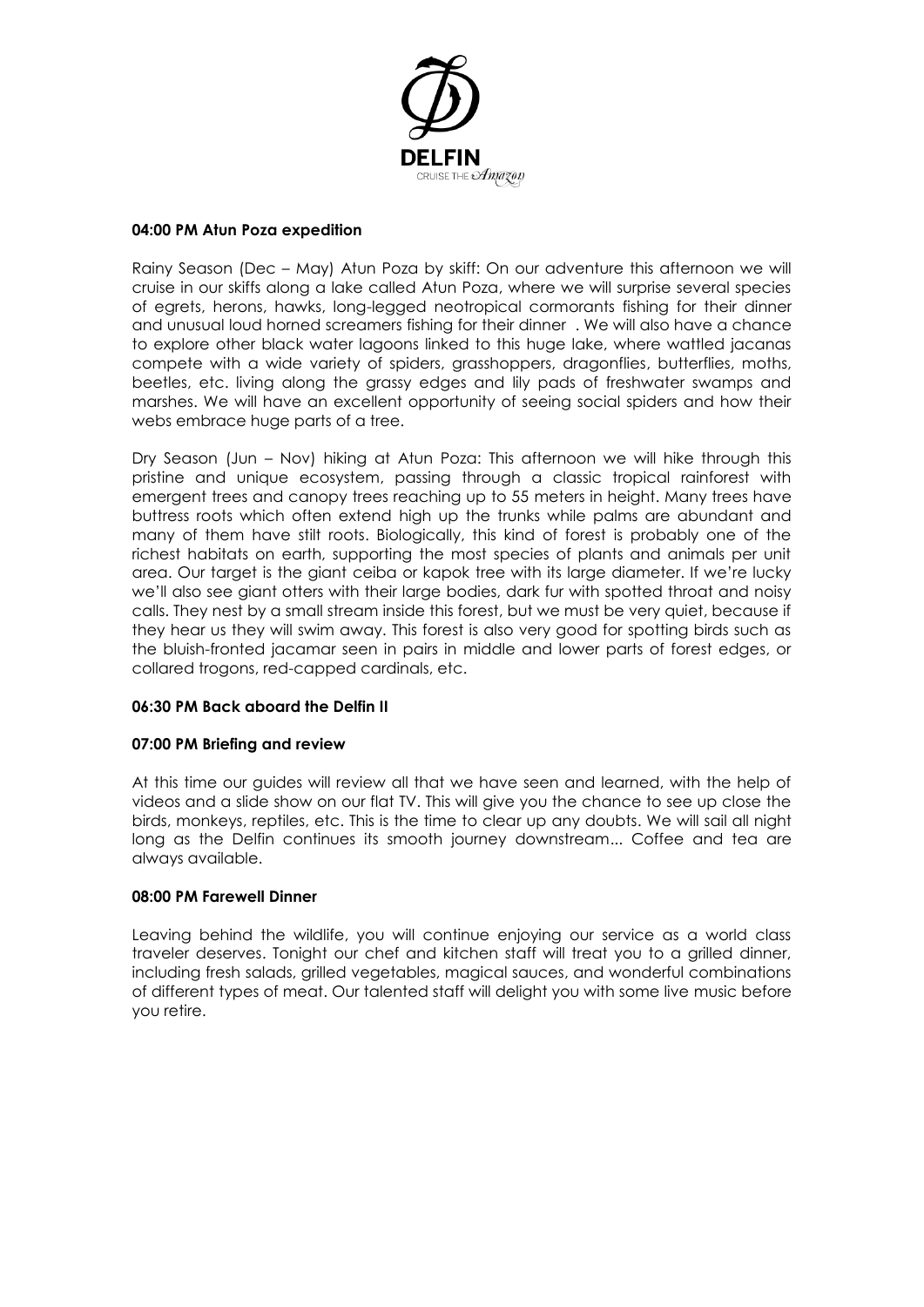#### 04:00 PM Atun Poza expedition

Rainy Season (Dec – May) Atun Poza by skiff: On our adventure this afternoon we will cruise in our skiffs along a lake called Atun Poza, where we will surprise several species of egrets, herons, hawks, long-legged neotropical cormorants fishing for their dinner and unusual loud horned screamers fishing for their dinner . We will also have a chance to explore other black water lagoons linked to this huge lake, where wattled jacanas compete with a wide variety of spiders, grasshoppers, dragonflies, butterflies, moths, beetles, etc. living along the grassy edges and lily pads of freshwater swamps and marshes. We will have an excellent opportunity of seeing social spiders and how their webs embrace huge parts of a tree.

Dry Season (Jun – Nov) hiking at Atun Poza: This afternoon we will hike through this pristine and unique ecosystem, passing through a classic tropical rainforest with emergent trees and canopy trees reaching up to 55 meters in height. Many trees have buttress roots which often extend high up the trunks while palms are abundant and many of them have stilt roots. Biologically, this kind of forest is probably one of the richest habitats on earth, supporting the most species of plants and animals per unit area. Our target is the giant ceiba or kapok tree with its large diameter. If we're lucky we'll also see giant otters with their large bodies, dark fur with spotted throat and noisy calls. They nest by a small stream inside this forest, but we must be very quiet, because if they hear us they will swim away. This forest is also very good for spotting birds such as the bluish-fronted jacamar seen in pairs in middle and lower parts of forest edges, or collared trogons, red-capped cardinals, etc.

#### 06:30 PM Back aboard the Delfin II

#### 07:00 PM Briefing and review

At this time our guides will review all that we have seen and learned, with the help of videos and a slide show on our flat TV. This will give you the chance to see up close the birds, monkeys, reptiles, etc. This is the time to clear up any doubts. We will sail all night long as the Delfin continues its smooth journey downstream... Coffee and tea are always available.

#### 08:00 PM Farewell Dinner

Leaving behind the wildlife, you will continue enjoying our service as a world class traveler deserves. Tonight our chef and kitchen staff will treat you to a grilled dinner, including fresh salads, grilled vegetables, magical sauces, and wonderful combinations of different types of meat. Our talented staff will delight you with some live music before you retire.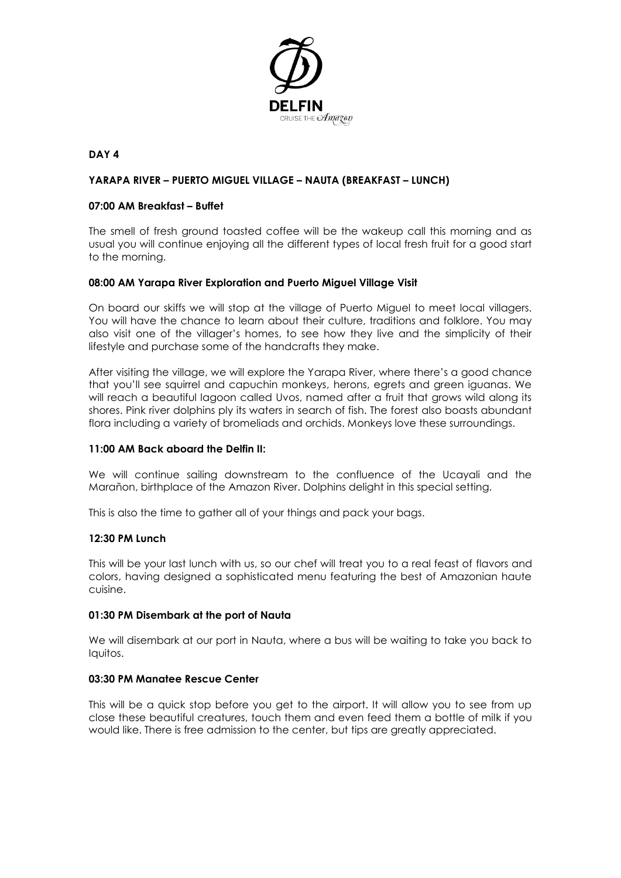**DAY 4**

**YARAPA RIVER – PUERTO MIGUEL VILLAGE – NAUTA (BREAKFAST – LUNCH)**

**07:00 AM Breakfast – Buffet**

The smell of fresh ground toasted coffee will be the wakeup call this morning and as usual you will continue enjoying all the different types of local fresh fruit for a good start to the morning.

**08:00 AM Yarapa River Exploration and Puerto Miguel Village Visit**

On board our skiffs we will stop at the village of Puerto Miguel to meet local villagers. You will have the chance to learn about their culture, traditions and folklore. You may also visit one of the villager's homes, to see how they live and the simplicity of their lifestyle and purchase some of the handcrafts they make.

After visiting the village, we will explore the Yarapa River, where there's a good chance that you'll see squirrel and capuchin monkeys, herons, egrets and green iguanas. We will reach a beautiful lagoon called Uvos, named after a fruit that grows wild along its shores. Pink river dolphins ply its waters in search of fish. The forest also boasts abundant flora including a variety of bromeliads and orchids. Monkeys love these surroundings.

**11:00 AM Back aboard the Delfin II:**

We will continue sailing downstream to the confluence of the Ucayali and the Marañon, birthplace of the Amazon River. Dolphins delight in this special setting.

This is also the time to gather all of your things and pack your bags.

**12:30 PM Lunch**

This will be your last lunch with us, so our chef will treat you to a real feast of flavors and colors, having designed a sophisticated menu featuring the best of Amazonian haute cuisine.

**01:30 PM Disembark at the port of Nauta**

We will disembark at our port in Nauta, where a bus will be waiting to take you back to Iquitos.

**03:30 PM Manatee Rescue Center**

This will be a quick stop before you get to the airport. It will allow you to see from up close these beautiful creatures, touch them and even feed them a bottle of milk if you would like. There is free admission to the center, but tips are greatly appreciated.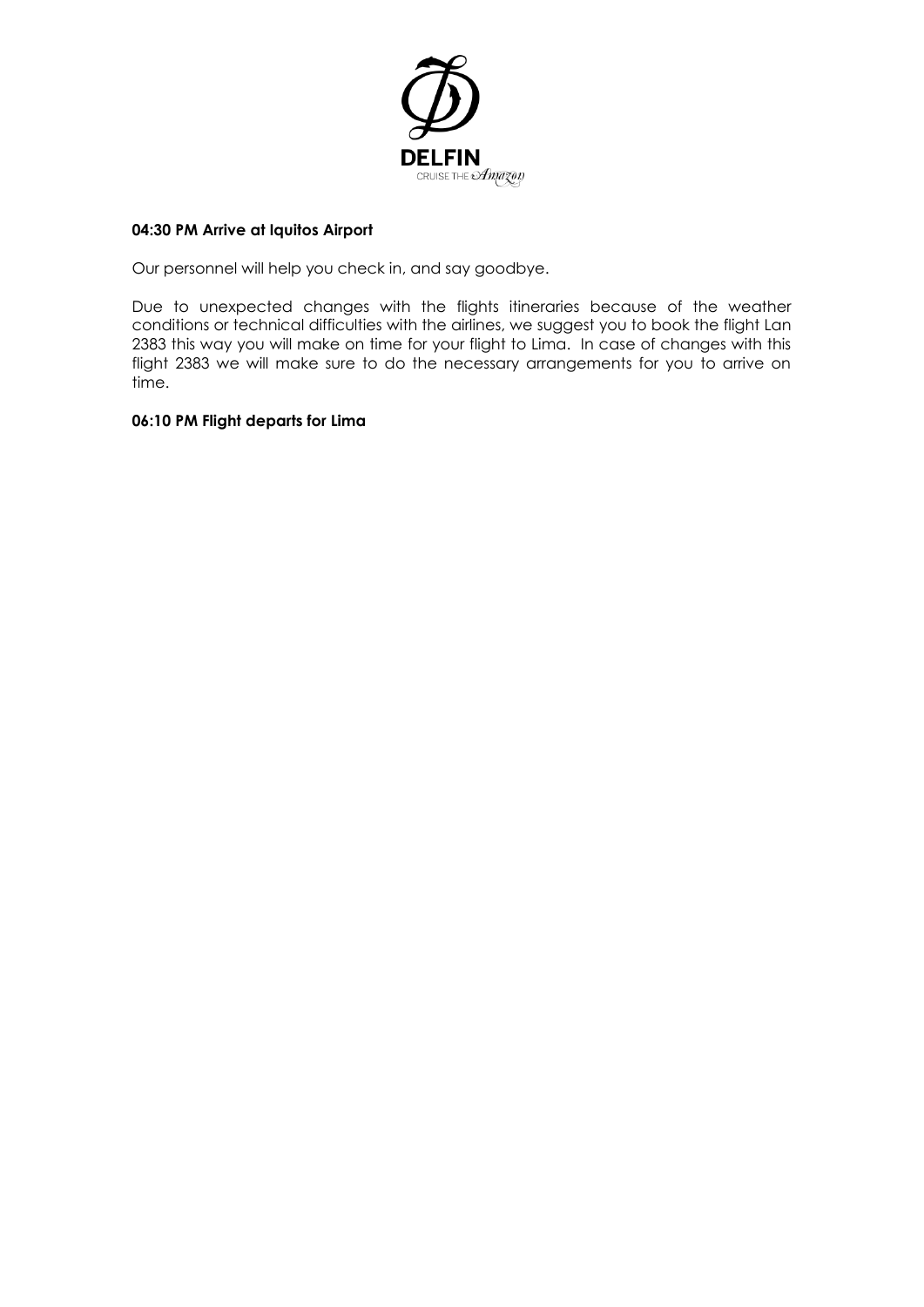**04:30 PM Arrive at Iquitos Airport**

Our personnel will help you check in, and say goodbye.

Due to unexpected changes with the flights itineraries because of the weather conditions or technical difficulties with the airlines, we suggest you to book the flight Lan 2383 this way you will make on time for your flight to Lima. In case of changes with this flight 2383 we will make sure to do the necessary arrangements for you to arrive on time.

**06:10 PM Flight departs for Lima**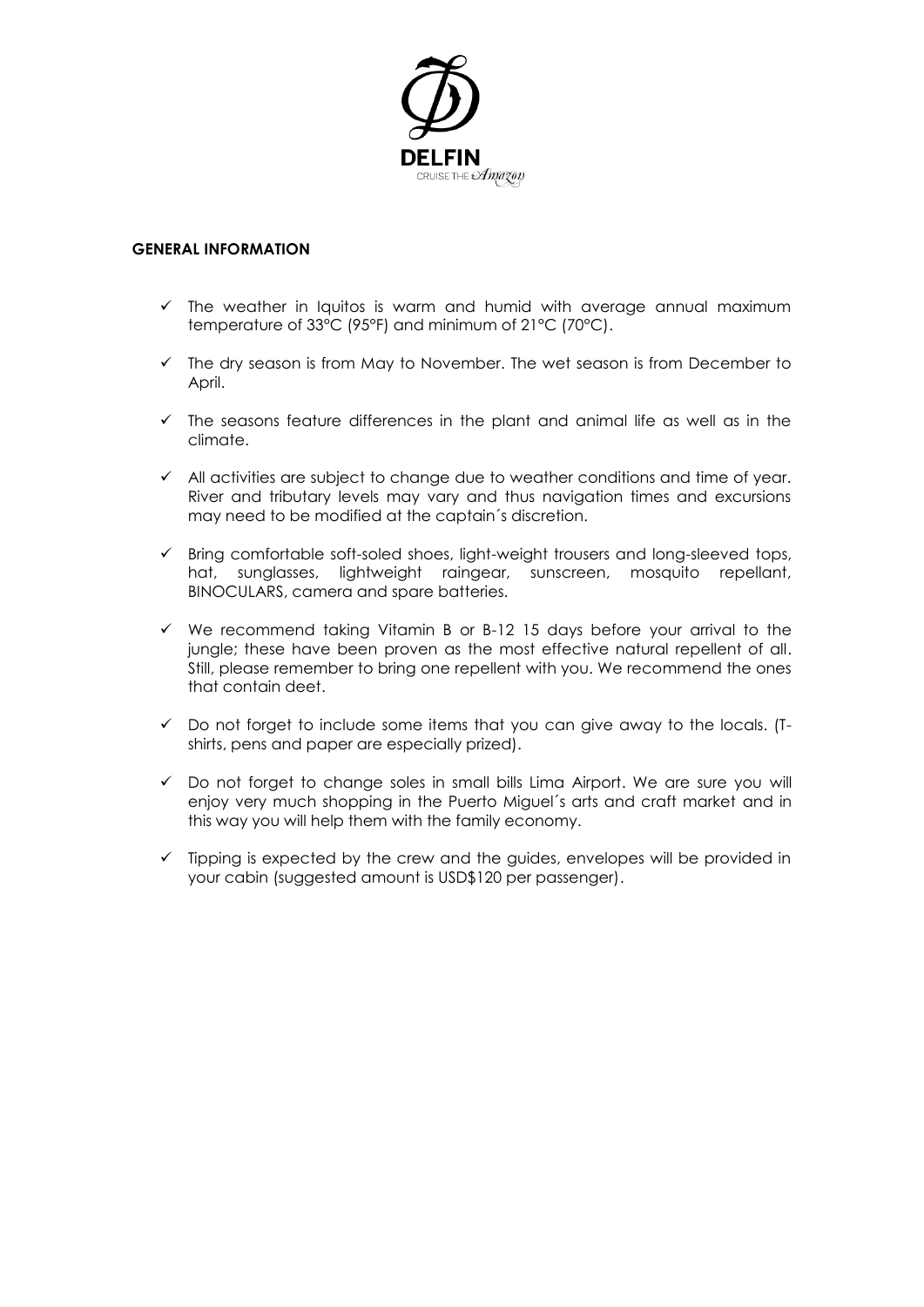DELFIN
CRUISE THE Amazon

**GENERAL INFORMATION**

- ✓ The weather in Iquitos is warm and humid with average annual maximum temperature of 33°C (95°F) and minimum of 21°C (70°C).
- ✓ The dry season is from May to November. The wet season is from December to April.
- ✓ The seasons feature differences in the plant and animal life as well as in the climate.
- ✓ All activities are subject to change due to weather conditions and time of year. River and tributary levels may vary and thus navigation times and excursions may need to be modified at the captain´s discretion.
- ✓ Bring comfortable soft-soled shoes, light-weight trousers and long-sleeved tops, hat, sunglasses, lightweight raingear, sunscreen, mosquito repellant, BINOCULARS, camera and spare batteries.
- ✓ We recommend taking Vitamin B or B-12 15 days before your arrival to the jungle; these have been proven as the most effective natural repellent of all. Still, please remember to bring one repellent with you. We recommend the ones that contain deet.
- ✓ Do not forget to include some items that you can give away to the locals. (T-shirts, pens and paper are especially prized).
- ✓ Do not forget to change soles in small bills Lima Airport. We are sure you will enjoy very much shopping in the Puerto Miguel´s arts and craft market and in this way you will help them with the family economy.
- ✓ Tipping is expected by the crew and the guides, envelopes will be provided in your cabin (suggested amount is USD$120 per passenger).